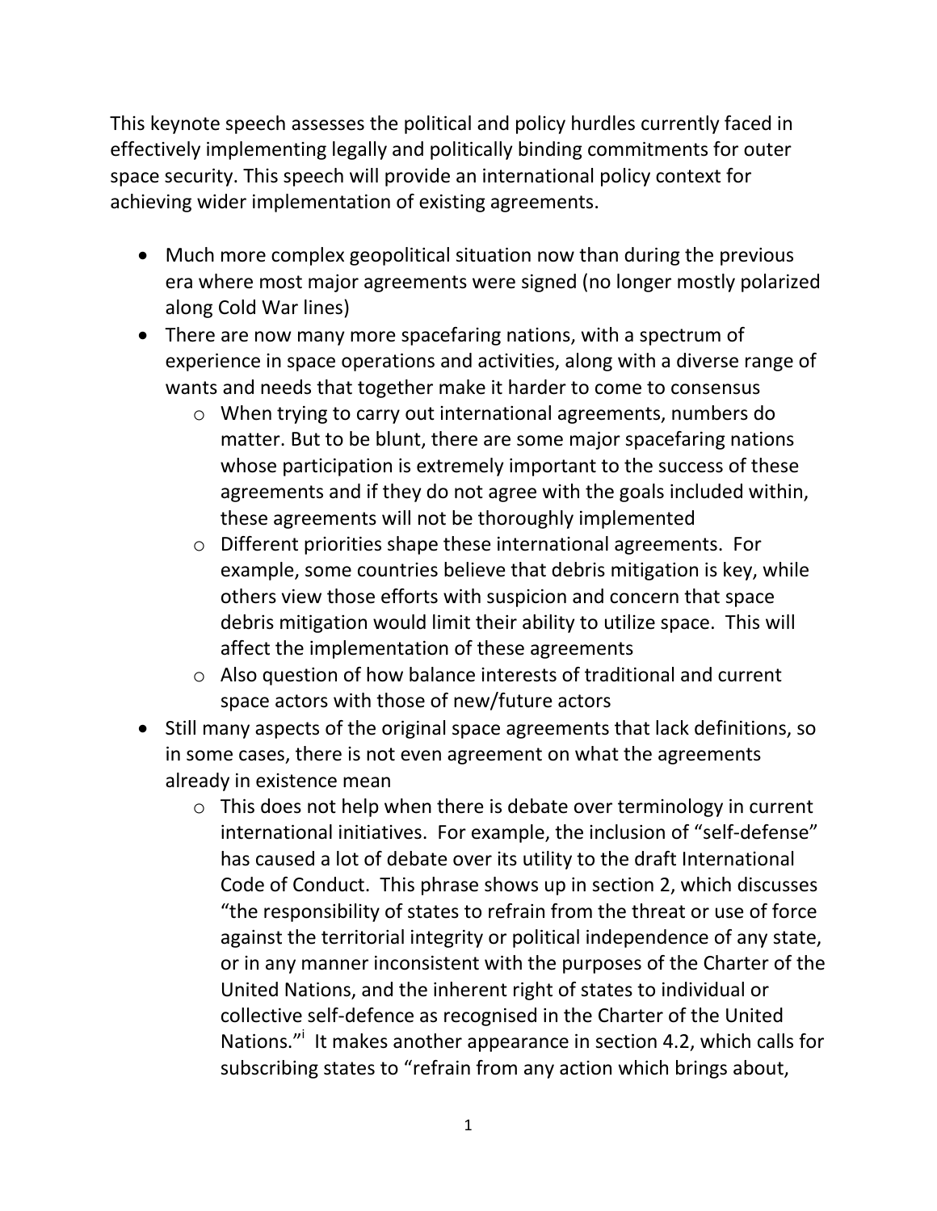This keynote speech assesses the political and policy hurdles currently faced in effectively implementing legally and politically binding commitments for outer space security. This speech will provide an international policy context for achieving wider implementation of existing agreements.

- Much more complex geopolitical situation now than during the previous era where most major agreements were signed (no longer mostly polarized along Cold War lines)
- There are now many more spacefaring nations, with a spectrum of experience in space operations and activities, along with a diverse range of wants and needs that together make it harder to come to consensus
  - When trying to carry out international agreements, numbers do matter. But to be blunt, there are some major spacefaring nations whose participation is extremely important to the success of these agreements and if they do not agree with the goals included within, these agreements will not be thoroughly implemented
  - Different priorities shape these international agreements. For example, some countries believe that debris mitigation is key, while others view those efforts with suspicion and concern that space debris mitigation would limit their ability to utilize space. This will affect the implementation of these agreements
  - Also question of how balance interests of traditional and current space actors with those of new/future actors
- Still many aspects of the original space agreements that lack definitions, so in some cases, there is not even agreement on what the agreements already in existence mean
  - This does not help when there is debate over terminology in current international initiatives. For example, the inclusion of "self-defense" has caused a lot of debate over its utility to the draft International Code of Conduct. This phrase shows up in section 2, which discusses "the responsibility of states to refrain from the threat or use of force against the territorial integrity or political independence of any state, or in any manner inconsistent with the purposes of the Charter of the United Nations, and the inherent right of states to individual or collective self-defence as recognised in the Charter of the United Nations."[i] It makes another appearance in section 4.2, which calls for subscribing states to "refrain from any action which brings about,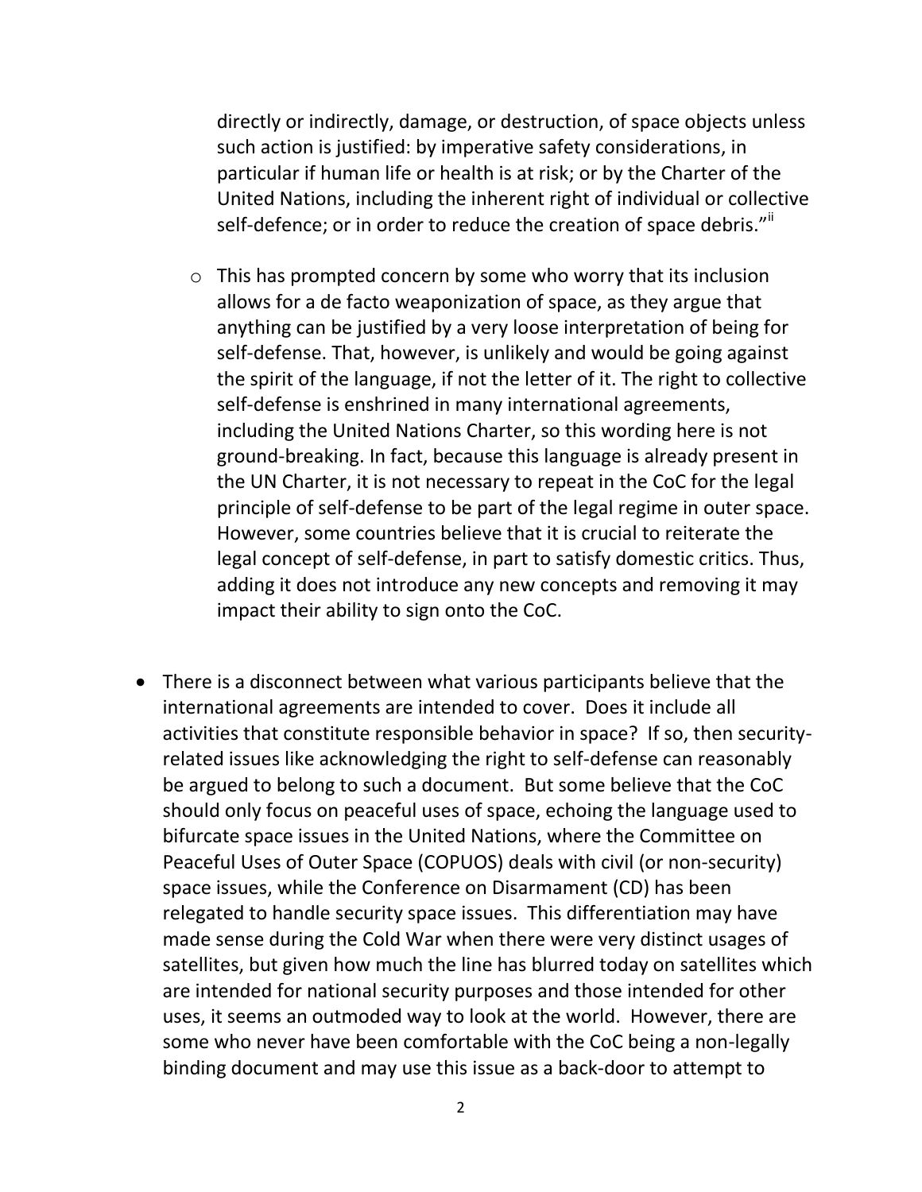directly or indirectly, damage, or destruction, of space objects unless such action is justified: by imperative safety considerations, in particular if human life or health is at risk; or by the Charter of the United Nations, including the inherent right of individual or collective self-defence; or in order to reduce the creation of space debris."[ii]

  - This has prompted concern by some who worry that its inclusion allows for a de facto weaponization of space, as they argue that anything can be justified by a very loose interpretation of being for self-defense. That, however, is unlikely and would be going against the spirit of the language, if not the letter of it. The right to collective self-defense is enshrined in many international agreements, including the United Nations Charter, so this wording here is not ground-breaking. In fact, because this language is already present in the UN Charter, it is not necessary to repeat in the CoC for the legal principle of self-defense to be part of the legal regime in outer space. However, some countries believe that it is crucial to reiterate the legal concept of self-defense, in part to satisfy domestic critics. Thus, adding it does not introduce any new concepts and removing it may impact their ability to sign onto the CoC.

- There is a disconnect between what various participants believe that the international agreements are intended to cover. Does it include all activities that constitute responsible behavior in space? If so, then security-related issues like acknowledging the right to self-defense can reasonably be argued to belong to such a document. But some believe that the CoC should only focus on peaceful uses of space, echoing the language used to bifurcate space issues in the United Nations, where the Committee on Peaceful Uses of Outer Space (COPUOS) deals with civil (or non-security) space issues, while the Conference on Disarmament (CD) has been relegated to handle security space issues. This differentiation may have made sense during the Cold War when there were very distinct usages of satellites, but given how much the line has blurred today on satellites which are intended for national security purposes and those intended for other uses, it seems an outmoded way to look at the world. However, there are some who never have been comfortable with the CoC being a non-legally binding document and may use this issue as a back-door to attempt to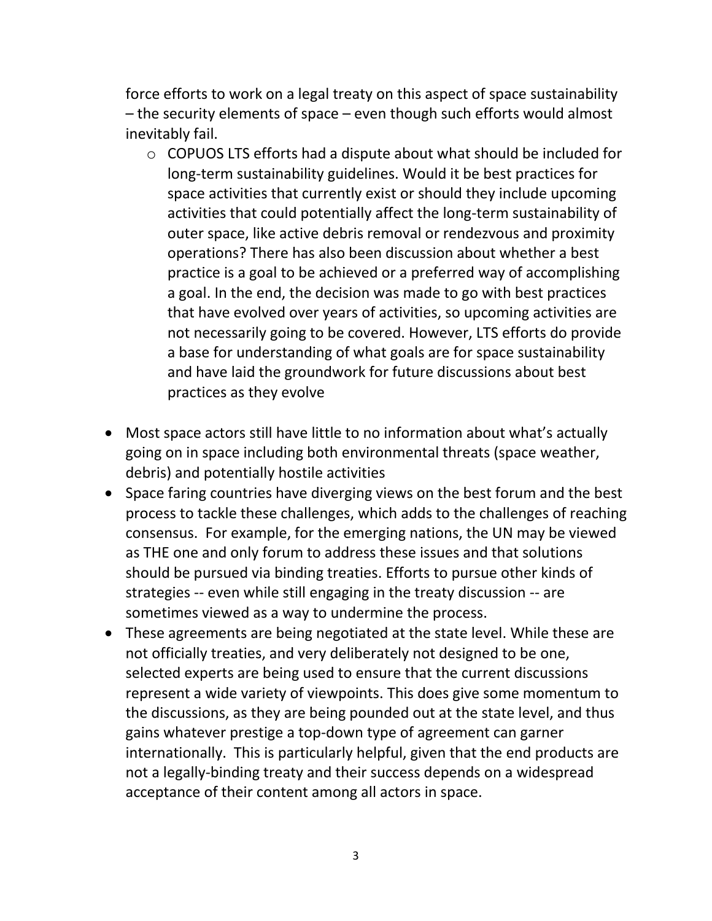force efforts to work on a legal treaty on this aspect of space sustainability – the security elements of space – even though such efforts would almost inevitably fail.

  - COPUOS LTS efforts had a dispute about what should be included for long-term sustainability guidelines. Would it be best practices for space activities that currently exist or should they include upcoming activities that could potentially affect the long-term sustainability of outer space, like active debris removal or rendezvous and proximity operations? There has also been discussion about whether a best practice is a goal to be achieved or a preferred way of accomplishing a goal. In the end, the decision was made to go with best practices that have evolved over years of activities, so upcoming activities are not necessarily going to be covered. However, LTS efforts do provide a base for understanding of what goals are for space sustainability and have laid the groundwork for future discussions about best practices as they evolve

- Most space actors still have little to no information about what's actually going on in space including both environmental threats (space weather, debris) and potentially hostile activities
- Space faring countries have diverging views on the best forum and the best process to tackle these challenges, which adds to the challenges of reaching consensus. For example, for the emerging nations, the UN may be viewed as THE one and only forum to address these issues and that solutions should be pursued via binding treaties. Efforts to pursue other kinds of strategies -- even while still engaging in the treaty discussion -- are sometimes viewed as a way to undermine the process.
- These agreements are being negotiated at the state level. While these are not officially treaties, and very deliberately not designed to be one, selected experts are being used to ensure that the current discussions represent a wide variety of viewpoints. This does give some momentum to the discussions, as they are being pounded out at the state level, and thus gains whatever prestige a top-down type of agreement can garner internationally. This is particularly helpful, given that the end products are not a legally-binding treaty and their success depends on a widespread acceptance of their content among all actors in space.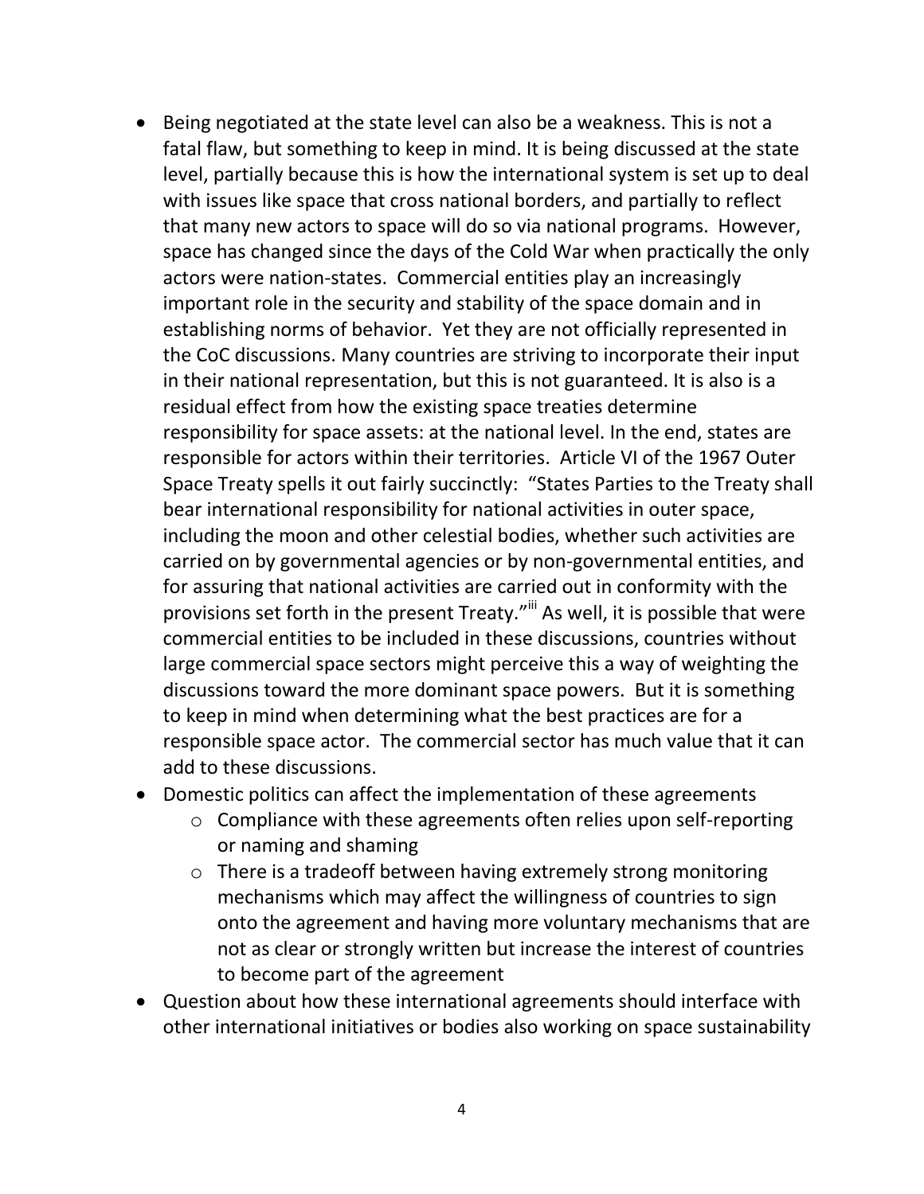- Being negotiated at the state level can also be a weakness. This is not a fatal flaw, but something to keep in mind. It is being discussed at the state level, partially because this is how the international system is set up to deal with issues like space that cross national borders, and partially to reflect that many new actors to space will do so via national programs. However, space has changed since the days of the Cold War when practically the only actors were nation-states. Commercial entities play an increasingly important role in the security and stability of the space domain and in establishing norms of behavior. Yet they are not officially represented in the CoC discussions. Many countries are striving to incorporate their input in their national representation, but this is not guaranteed. It is also is a residual effect from how the existing space treaties determine responsibility for space assets: at the national level. In the end, states are responsible for actors within their territories. Article VI of the 1967 Outer Space Treaty spells it out fairly succinctly: "States Parties to the Treaty shall bear international responsibility for national activities in outer space, including the moon and other celestial bodies, whether such activities are carried on by governmental agencies or by non-governmental entities, and for assuring that national activities are carried out in conformity with the provisions set forth in the present Treaty."[iii] As well, it is possible that were commercial entities to be included in these discussions, countries without large commercial space sectors might perceive this a way of weighting the discussions toward the more dominant space powers. But it is something to keep in mind when determining what the best practices are for a responsible space actor. The commercial sector has much value that it can add to these discussions.
- Domestic politics can affect the implementation of these agreements
  - Compliance with these agreements often relies upon self-reporting or naming and shaming
  - There is a tradeoff between having extremely strong monitoring mechanisms which may affect the willingness of countries to sign onto the agreement and having more voluntary mechanisms that are not as clear or strongly written but increase the interest of countries to become part of the agreement
- Question about how these international agreements should interface with other international initiatives or bodies also working on space sustainability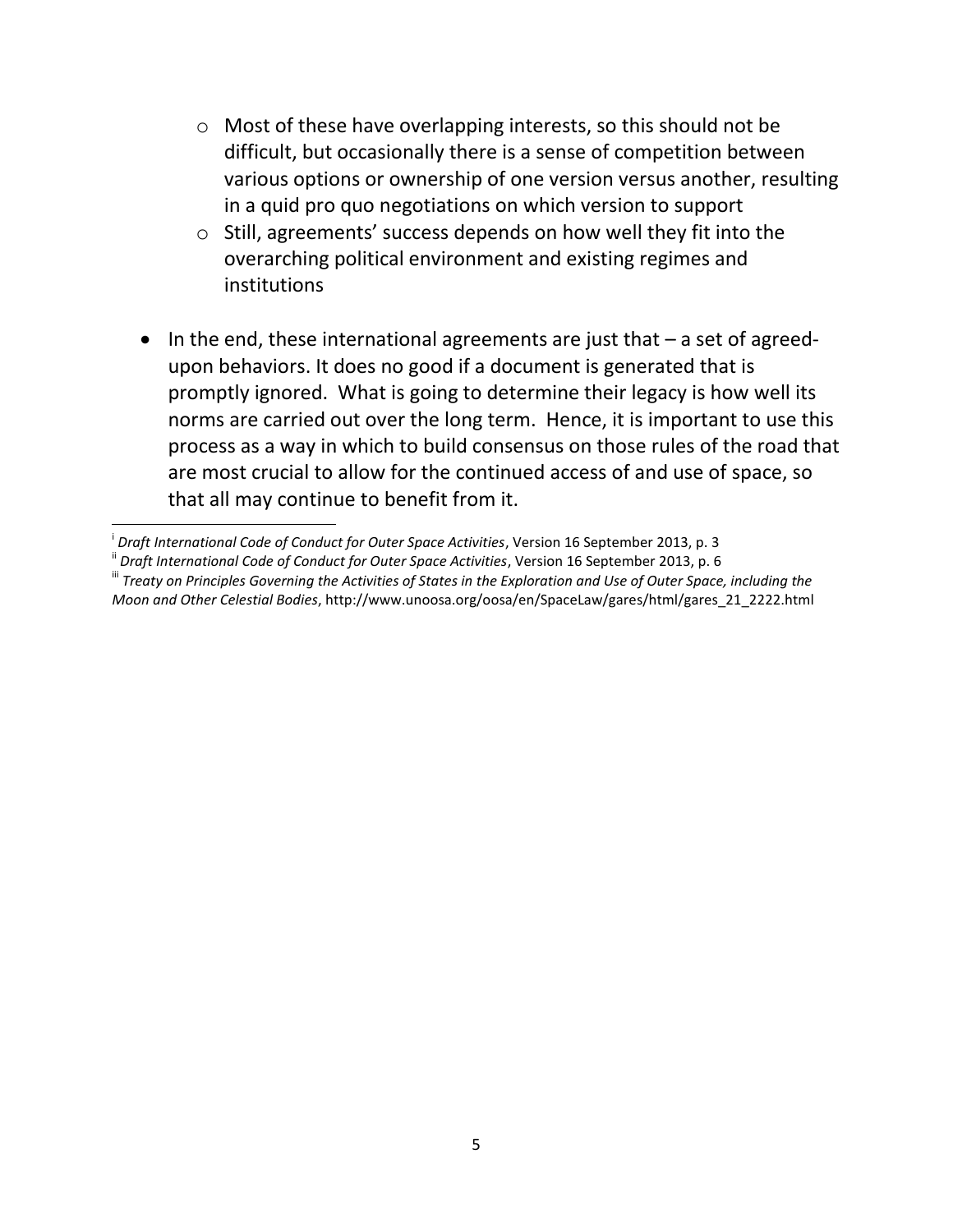- Most of these have overlapping interests, so this should not be difficult, but occasionally there is a sense of competition between various options or ownership of one version versus another, resulting in a quid pro quo negotiations on which version to support
  - Still, agreements' success depends on how well they fit into the overarching political environment and existing regimes and institutions

- In the end, these international agreements are just that – a set of agreed-upon behaviors. It does no good if a document is generated that is promptly ignored. What is going to determine their legacy is how well its norms are carried out over the long term. Hence, it is important to use this process as a way in which to build consensus on those rules of the road that are most crucial to allow for the continued access of and use of space, so that all may continue to benefit from it.

---

[i] *Draft International Code of Conduct for Outer Space Activities*, Version 16 September 2013, p. 3

[ii] *Draft International Code of Conduct for Outer Space Activities*, Version 16 September 2013, p. 6

[iii] *Treaty on Principles Governing the Activities of States in the Exploration and Use of Outer Space, including the Moon and Other Celestial Bodies*, http://www.unoosa.org/oosa/en/SpaceLaw/gares/html/gares_21_2222.html